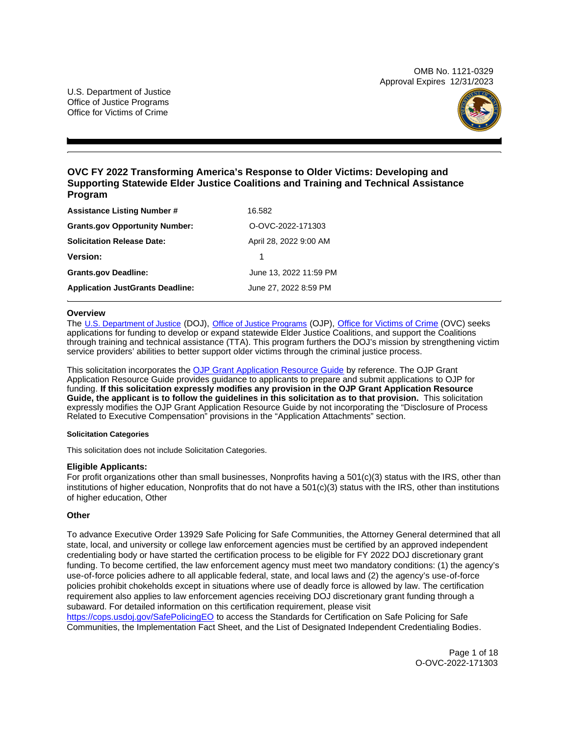OMB No. 1121-0329
Approval Expires 12/31/2023

U.S. Department of Justice
Office of Justice Programs
Office for Victims of Crime

# OVC FY 2022 Transforming America's Response to Older Victims: Developing and Supporting Statewide Elder Justice Coalitions and Training and Technical Assistance Program

| | |
|---|---|
| **Assistance Listing Number #** | 16.582 |
| **Grants.gov Opportunity Number:** | O-OVC-2022-171303 |
| **Solicitation Release Date:** | April 28, 2022 9:00 AM |
| **Version:** | 1 |
| **Grants.gov Deadline:** | June 13, 2022 11:59 PM |
| **Application JustGrants Deadline:** | June 27, 2022 8:59 PM |

## Overview

The U.S. Department of Justice (DOJ), Office of Justice Programs (OJP), Office for Victims of Crime (OVC) seeks applications for funding to develop or expand statewide Elder Justice Coalitions, and support the Coalitions through training and technical assistance (TTA). This program furthers the DOJ's mission by strengthening victim service providers' abilities to better support older victims through the criminal justice process.

This solicitation incorporates the OJP Grant Application Resource Guide by reference. The OJP Grant Application Resource Guide provides guidance to applicants to prepare and submit applications to OJP for funding. **If this solicitation expressly modifies any provision in the OJP Grant Application Resource Guide, the applicant is to follow the guidelines in this solicitation as to that provision.** This solicitation expressly modifies the OJP Grant Application Resource Guide by not incorporating the "Disclosure of Process Related to Executive Compensation" provisions in the "Application Attachments" section.

#### Solicitation Categories

This solicitation does not include Solicitation Categories.

### Eligible Applicants:

For profit organizations other than small businesses, Nonprofits having a 501(c)(3) status with the IRS, other than institutions of higher education, Nonprofits that do not have a 501(c)(3) status with the IRS, other than institutions of higher education, Other

### Other

To advance Executive Order 13929 Safe Policing for Safe Communities, the Attorney General determined that all state, local, and university or college law enforcement agencies must be certified by an approved independent credentialing body or have started the certification process to be eligible for FY 2022 DOJ discretionary grant funding. To become certified, the law enforcement agency must meet two mandatory conditions: (1) the agency's use-of-force policies adhere to all applicable federal, state, and local laws and (2) the agency's use-of-force policies prohibit chokeholds except in situations where use of deadly force is allowed by law. The certification requirement also applies to law enforcement agencies receiving DOJ discretionary grant funding through a subaward. For detailed information on this certification requirement, please visit https://cops.usdoj.gov/SafePolicingEO to access the Standards for Certification on Safe Policing for Safe Communities, the Implementation Fact Sheet, and the List of Designated Independent Credentialing Bodies.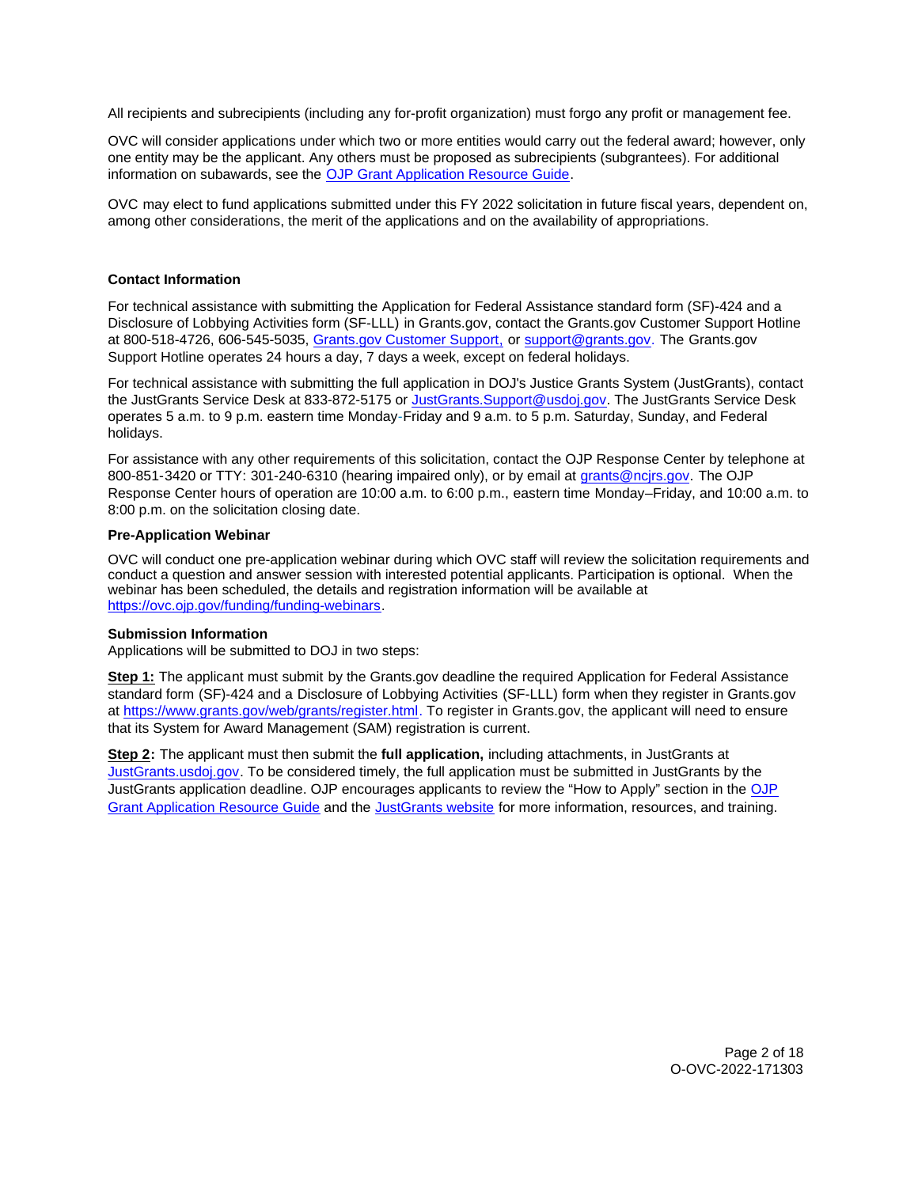All recipients and subrecipients (including any for-profit organization) must forgo any profit or management fee.

OVC will consider applications under which two or more entities would carry out the federal award; however, only one entity may be the applicant. Any others must be proposed as subrecipients (subgrantees). For additional information on subawards, see the [OJP Grant Application Resource Guide](OJP Grant Application Resource Guide).

OVC may elect to fund applications submitted under this FY 2022 solicitation in future fiscal years, dependent on, among other considerations, the merit of the applications and on the availability of appropriations.

**Contact Information**

For technical assistance with submitting the Application for Federal Assistance standard form (SF)-424 and a Disclosure of Lobbying Activities form (SF-LLL) in Grants.gov, contact the Grants.gov Customer Support Hotline at 800-518-4726, 606-545-5035, Grants.gov Customer Support, or support@grants.gov. The Grants.gov Support Hotline operates 24 hours a day, 7 days a week, except on federal holidays.

For technical assistance with submitting the full application in DOJ's Justice Grants System (JustGrants), contact the JustGrants Service Desk at 833-872-5175 or JustGrants.Support@usdoj.gov. The JustGrants Service Desk operates 5 a.m. to 9 p.m. eastern time Monday-Friday and 9 a.m. to 5 p.m. Saturday, Sunday, and Federal holidays.

For assistance with any other requirements of this solicitation, contact the OJP Response Center by telephone at 800-851-3420 or TTY: 301-240-6310 (hearing impaired only), or by email at grants@ncjrs.gov. The OJP Response Center hours of operation are 10:00 a.m. to 6:00 p.m., eastern time Monday–Friday, and 10:00 a.m. to 8:00 p.m. on the solicitation closing date.

**Pre-Application Webinar**

OVC will conduct one pre-application webinar during which OVC staff will review the solicitation requirements and conduct a question and answer session with interested potential applicants. Participation is optional. When the webinar has been scheduled, the details and registration information will be available at https://ovc.ojp.gov/funding/funding-webinars.

**Submission Information**

Applications will be submitted to DOJ in two steps:

**Step 1:** The applicant must submit by the Grants.gov deadline the required Application for Federal Assistance standard form (SF)-424 and a Disclosure of Lobbying Activities (SF-LLL) form when they register in Grants.gov at https://www.grants.gov/web/grants/register.html. To register in Grants.gov, the applicant will need to ensure that its System for Award Management (SAM) registration is current.

**Step 2:** The applicant must then submit the **full application,** including attachments, in JustGrants at JustGrants.usdoj.gov. To be considered timely, the full application must be submitted in JustGrants by the JustGrants application deadline. OJP encourages applicants to review the "How to Apply" section in the OJP Grant Application Resource Guide and the JustGrants website for more information, resources, and training.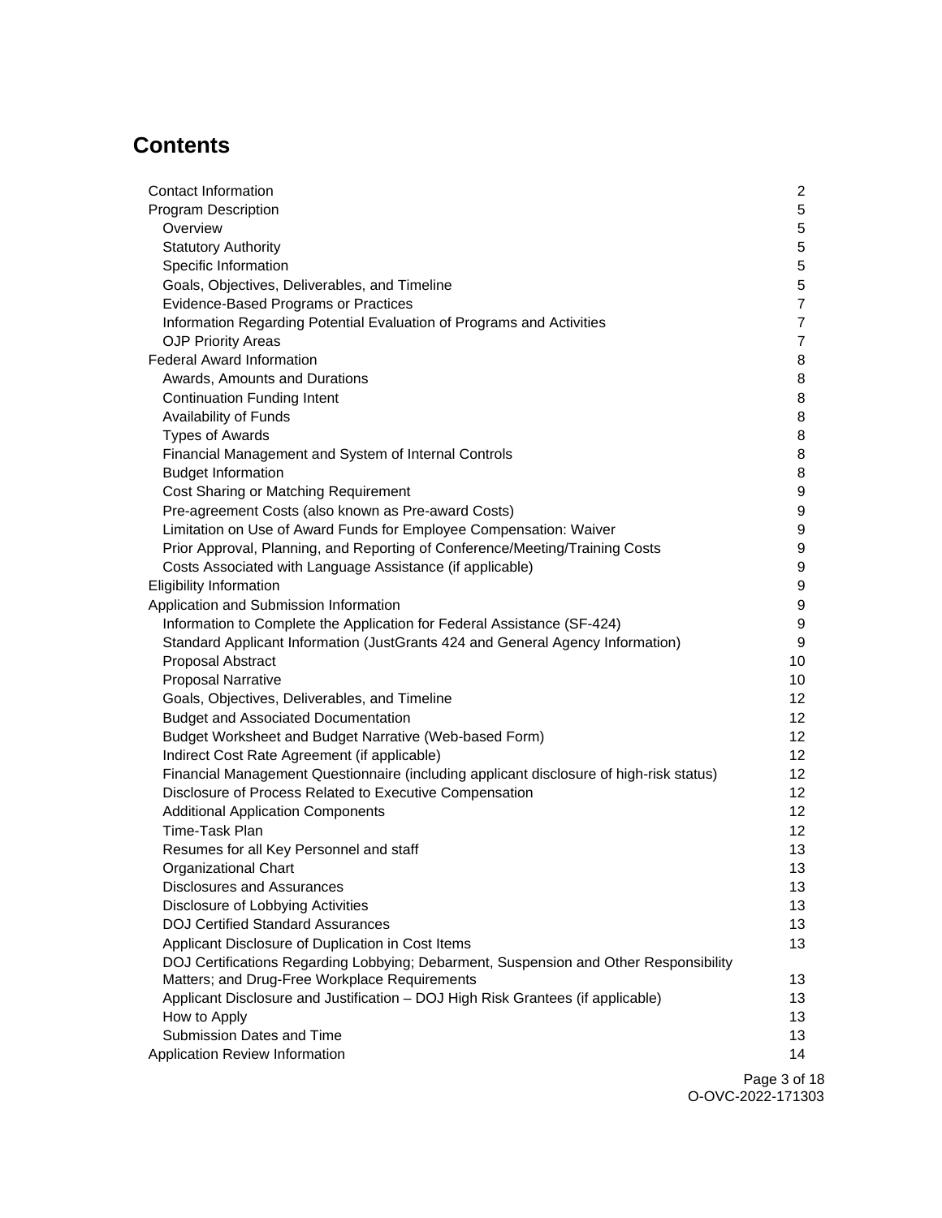# Contents

| | |
|---|---|
| Contact Information | 2 |
| Program Description | 5 |
| Overview | 5 |
| Statutory Authority | 5 |
| Specific Information | 5 |
| Goals, Objectives, Deliverables, and Timeline | 5 |
| Evidence-Based Programs or Practices | 7 |
| Information Regarding Potential Evaluation of Programs and Activities | 7 |
| OJP Priority Areas | 7 |
| Federal Award Information | 8 |
| Awards, Amounts and Durations | 8 |
| Continuation Funding Intent | 8 |
| Availability of Funds | 8 |
| Types of Awards | 8 |
| Financial Management and System of Internal Controls | 8 |
| Budget Information | 8 |
| Cost Sharing or Matching Requirement | 9 |
| Pre-agreement Costs (also known as Pre-award Costs) | 9 |
| Limitation on Use of Award Funds for Employee Compensation: Waiver | 9 |
| Prior Approval, Planning, and Reporting of Conference/Meeting/Training Costs | 9 |
| Costs Associated with Language Assistance (if applicable) | 9 |
| Eligibility Information | 9 |
| Application and Submission Information | 9 |
| Information to Complete the Application for Federal Assistance (SF-424) | 9 |
| Standard Applicant Information (JustGrants 424 and General Agency Information) | 9 |
| Proposal Abstract | 10 |
| Proposal Narrative | 10 |
| Goals, Objectives, Deliverables, and Timeline | 12 |
| Budget and Associated Documentation | 12 |
| Budget Worksheet and Budget Narrative (Web-based Form) | 12 |
| Indirect Cost Rate Agreement (if applicable) | 12 |
| Financial Management Questionnaire (including applicant disclosure of high-risk status) | 12 |
| Disclosure of Process Related to Executive Compensation | 12 |
| Additional Application Components | 12 |
| Time-Task Plan | 12 |
| Resumes for all Key Personnel and staff | 13 |
| Organizational Chart | 13 |
| Disclosures and Assurances | 13 |
| Disclosure of Lobbying Activities | 13 |
| DOJ Certified Standard Assurances | 13 |
| Applicant Disclosure of Duplication in Cost Items | 13 |
| DOJ Certifications Regarding Lobbying; Debarment, Suspension and Other Responsibility Matters; and Drug-Free Workplace Requirements | 13 |
| Applicant Disclosure and Justification – DOJ High Risk Grantees (if applicable) | 13 |
| How to Apply | 13 |
| Submission Dates and Time | 13 |
| Application Review Information | 14 |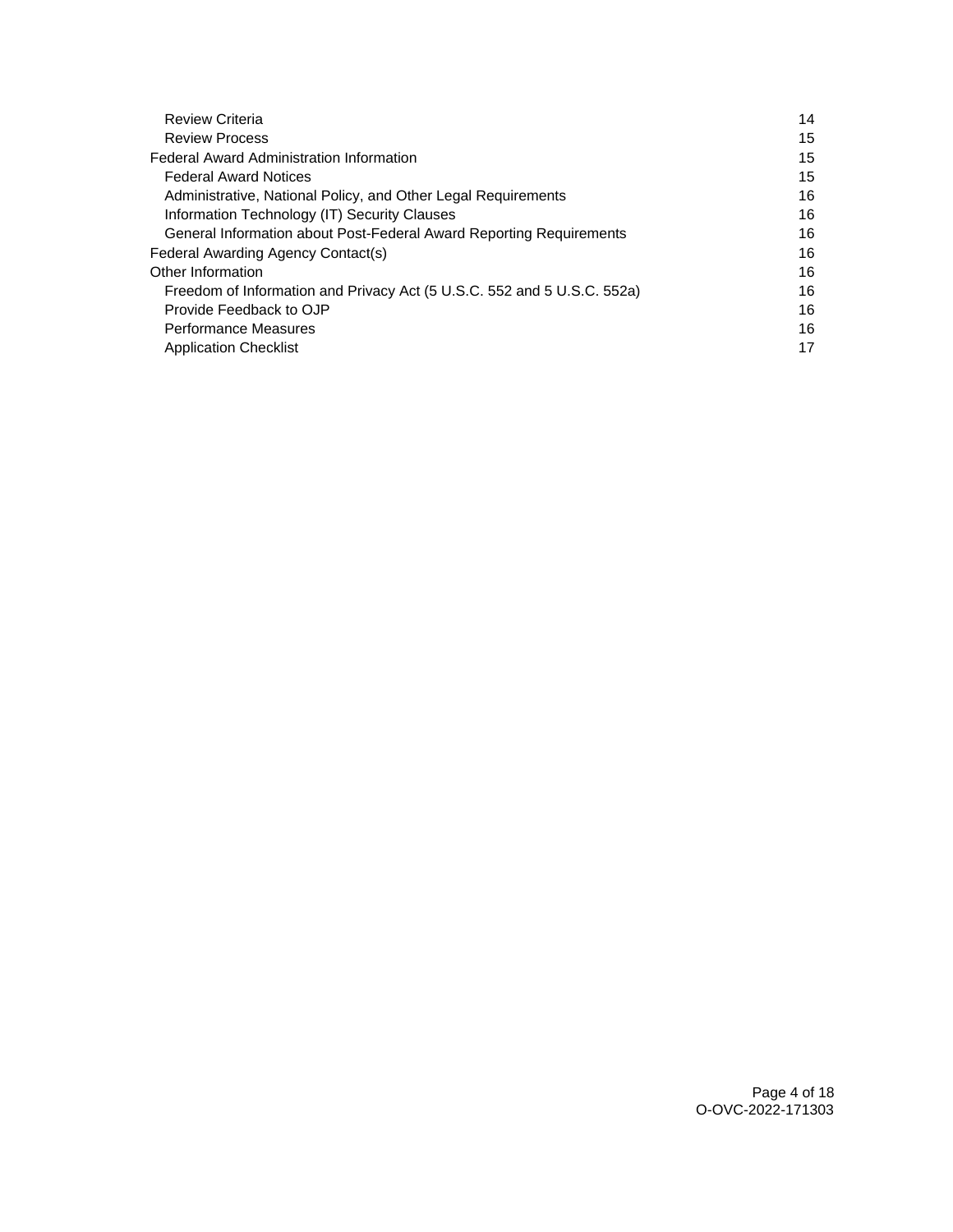- Review Criteria 14
- Review Process 15

Federal Award Administration Information 15

- Federal Award Notices 15
- Administrative, National Policy, and Other Legal Requirements 16
- Information Technology (IT) Security Clauses 16
- General Information about Post-Federal Award Reporting Requirements 16

Federal Awarding Agency Contact(s) 16

Other Information 16

- Freedom of Information and Privacy Act (5 U.S.C. 552 and 5 U.S.C. 552a) 16
- Provide Feedback to OJP 16
- Performance Measures 16
- Application Checklist 17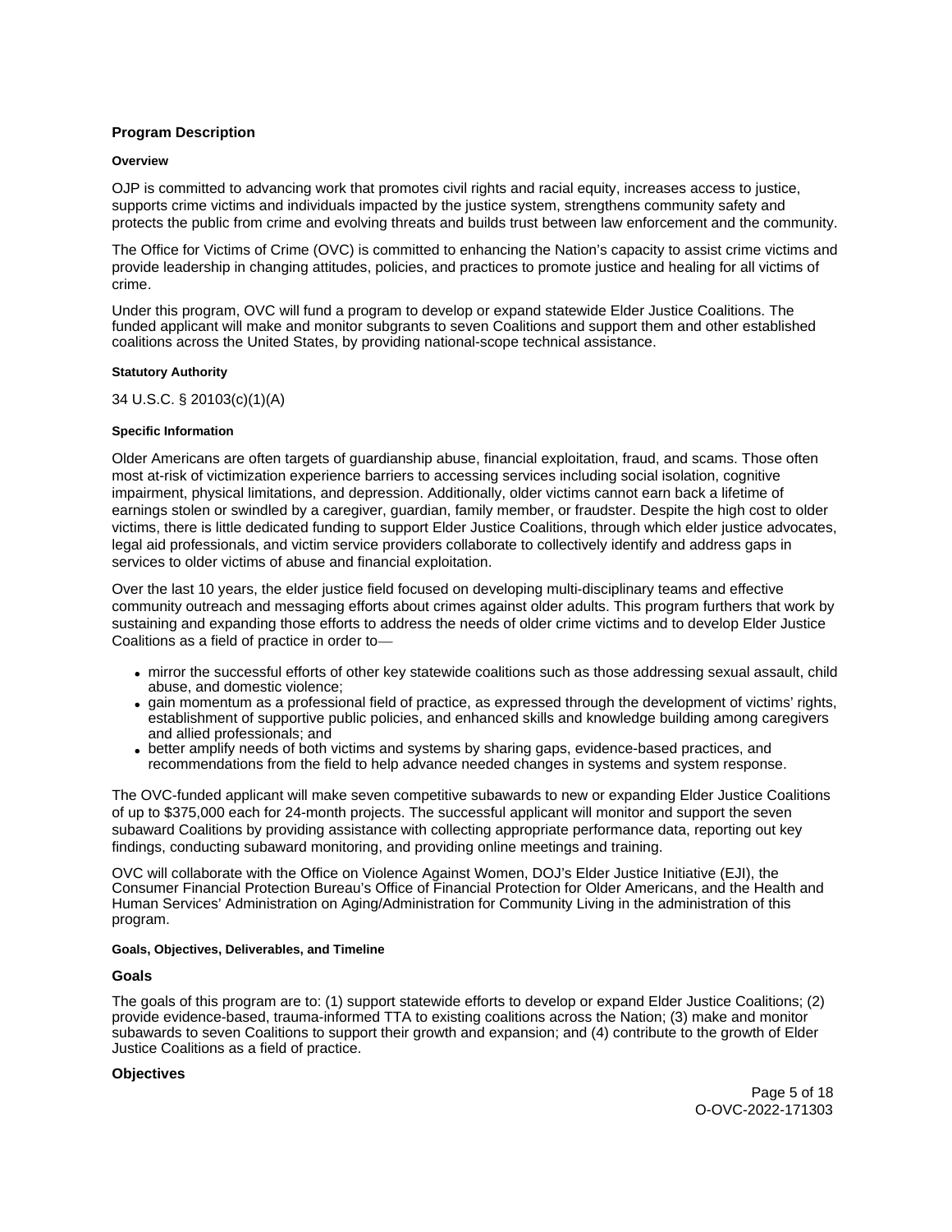## Program Description

### Overview

OJP is committed to advancing work that promotes civil rights and racial equity, increases access to justice, supports crime victims and individuals impacted by the justice system, strengthens community safety and protects the public from crime and evolving threats and builds trust between law enforcement and the community.

The Office for Victims of Crime (OVC) is committed to enhancing the Nation's capacity to assist crime victims and provide leadership in changing attitudes, policies, and practices to promote justice and healing for all victims of crime.

Under this program, OVC will fund a program to develop or expand statewide Elder Justice Coalitions. The funded applicant will make and monitor subgrants to seven Coalitions and support them and other established coalitions across the United States, by providing national-scope technical assistance.

### Statutory Authority

34 U.S.C. § 20103(c)(1)(A)

### Specific Information

Older Americans are often targets of guardianship abuse, financial exploitation, fraud, and scams. Those often most at-risk of victimization experience barriers to accessing services including social isolation, cognitive impairment, physical limitations, and depression. Additionally, older victims cannot earn back a lifetime of earnings stolen or swindled by a caregiver, guardian, family member, or fraudster. Despite the high cost to older victims, there is little dedicated funding to support Elder Justice Coalitions, through which elder justice advocates, legal aid professionals, and victim service providers collaborate to collectively identify and address gaps in services to older victims of abuse and financial exploitation.

Over the last 10 years, the elder justice field focused on developing multi-disciplinary teams and effective community outreach and messaging efforts about crimes against older adults. This program furthers that work by sustaining and expanding those efforts to address the needs of older crime victims and to develop Elder Justice Coalitions as a field of practice in order to—

- mirror the successful efforts of other key statewide coalitions such as those addressing sexual assault, child abuse, and domestic violence;
- gain momentum as a professional field of practice, as expressed through the development of victims' rights, establishment of supportive public policies, and enhanced skills and knowledge building among caregivers and allied professionals; and
- better amplify needs of both victims and systems by sharing gaps, evidence-based practices, and recommendations from the field to help advance needed changes in systems and system response.

The OVC-funded applicant will make seven competitive subawards to new or expanding Elder Justice Coalitions of up to $375,000 each for 24-month projects. The successful applicant will monitor and support the seven subaward Coalitions by providing assistance with collecting appropriate performance data, reporting out key findings, conducting subaward monitoring, and providing online meetings and training.

OVC will collaborate with the Office on Violence Against Women, DOJ's Elder Justice Initiative (EJI), the Consumer Financial Protection Bureau's Office of Financial Protection for Older Americans, and the Health and Human Services' Administration on Aging/Administration for Community Living in the administration of this program.

### Goals, Objectives, Deliverables, and Timeline

#### Goals

The goals of this program are to: (1) support statewide efforts to develop or expand Elder Justice Coalitions; (2) provide evidence-based, trauma-informed TTA to existing coalitions across the Nation; (3) make and monitor subawards to seven Coalitions to support their growth and expansion; and (4) contribute to the growth of Elder Justice Coalitions as a field of practice.

#### Objectives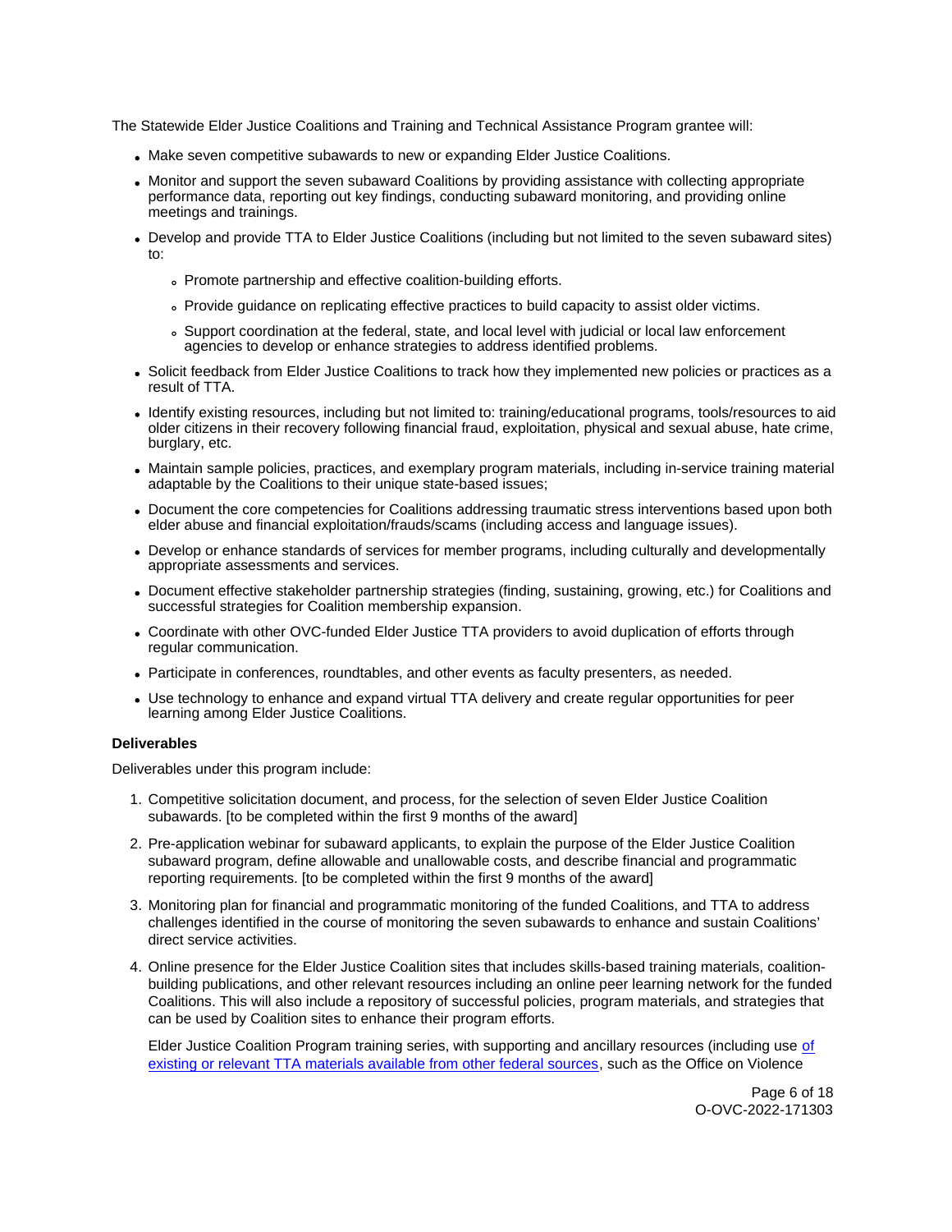The Statewide Elder Justice Coalitions and Training and Technical Assistance Program grantee will:

- Make seven competitive subawards to new or expanding Elder Justice Coalitions.
- Monitor and support the seven subaward Coalitions by providing assistance with collecting appropriate performance data, reporting out key findings, conducting subaward monitoring, and providing online meetings and trainings.
- Develop and provide TTA to Elder Justice Coalitions (including but not limited to the seven subaward sites) to:
    - Promote partnership and effective coalition-building efforts.
    - Provide guidance on replicating effective practices to build capacity to assist older victims.
    - Support coordination at the federal, state, and local level with judicial or local law enforcement agencies to develop or enhance strategies to address identified problems.
- Solicit feedback from Elder Justice Coalitions to track how they implemented new policies or practices as a result of TTA.
- Identify existing resources, including but not limited to: training/educational programs, tools/resources to aid older citizens in their recovery following financial fraud, exploitation, physical and sexual abuse, hate crime, burglary, etc.
- Maintain sample policies, practices, and exemplary program materials, including in-service training material adaptable by the Coalitions to their unique state-based issues;
- Document the core competencies for Coalitions addressing traumatic stress interventions based upon both elder abuse and financial exploitation/frauds/scams (including access and language issues).
- Develop or enhance standards of services for member programs, including culturally and developmentally appropriate assessments and services.
- Document effective stakeholder partnership strategies (finding, sustaining, growing, etc.) for Coalitions and successful strategies for Coalition membership expansion.
- Coordinate with other OVC-funded Elder Justice TTA providers to avoid duplication of efforts through regular communication.
- Participate in conferences, roundtables, and other events as faculty presenters, as needed.
- Use technology to enhance and expand virtual TTA delivery and create regular opportunities for peer learning among Elder Justice Coalitions.

**Deliverables**

Deliverables under this program include:

1. Competitive solicitation document, and process, for the selection of seven Elder Justice Coalition subawards. [to be completed within the first 9 months of the award]
2. Pre-application webinar for subaward applicants, to explain the purpose of the Elder Justice Coalition subaward program, define allowable and unallowable costs, and describe financial and programmatic reporting requirements. [to be completed within the first 9 months of the award]
3. Monitoring plan for financial and programmatic monitoring of the funded Coalitions, and TTA to address challenges identified in the course of monitoring the seven subawards to enhance and sustain Coalitions' direct service activities.
4. Online presence for the Elder Justice Coalition sites that includes skills-based training materials, coalition-building publications, and other relevant resources including an online peer learning network for the funded Coalitions. This will also include a repository of successful policies, program materials, and strategies that can be used by Coalition sites to enhance their program efforts.

   Elder Justice Coalition Program training series, with supporting and ancillary resources (including use of existing or relevant TTA materials available from other federal sources, such as the Office on Violence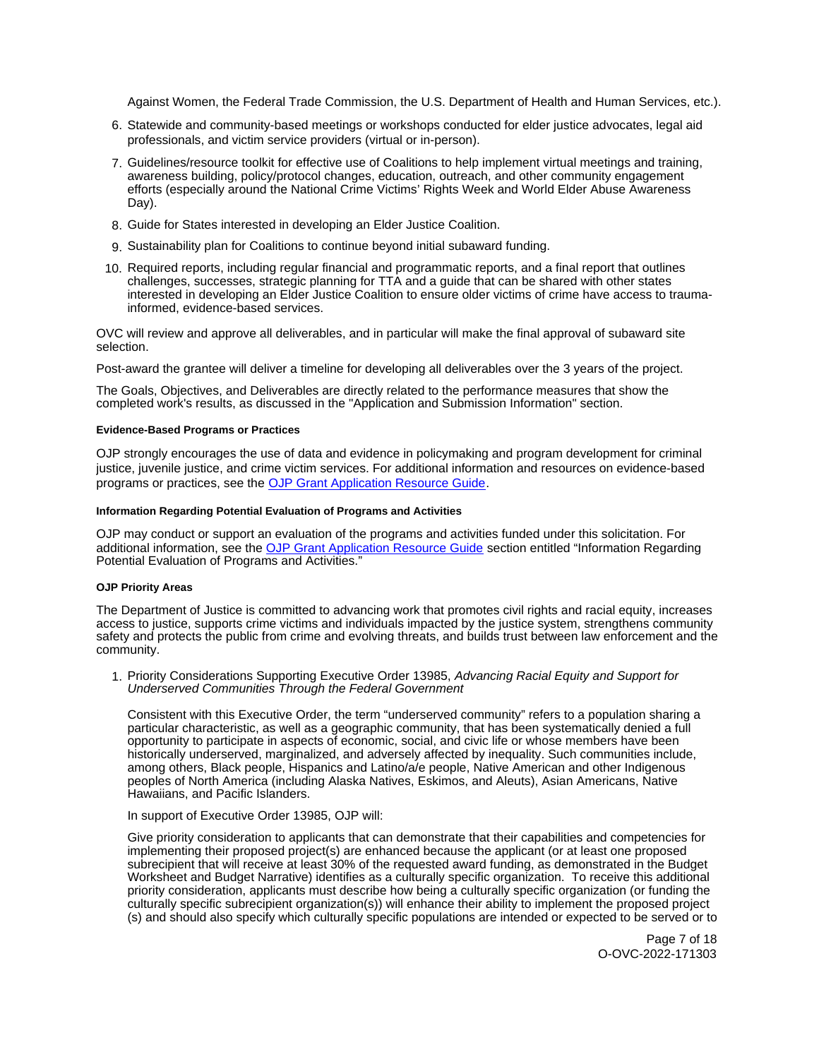Against Women, the Federal Trade Commission, the U.S. Department of Health and Human Services, etc.).

6. Statewide and community-based meetings or workshops conducted for elder justice advocates, legal aid professionals, and victim service providers (virtual or in-person).
7. Guidelines/resource toolkit for effective use of Coalitions to help implement virtual meetings and training, awareness building, policy/protocol changes, education, outreach, and other community engagement efforts (especially around the National Crime Victims' Rights Week and World Elder Abuse Awareness Day).
8. Guide for States interested in developing an Elder Justice Coalition.
9. Sustainability plan for Coalitions to continue beyond initial subaward funding.
10. Required reports, including regular financial and programmatic reports, and a final report that outlines challenges, successes, strategic planning for TTA and a guide that can be shared with other states interested in developing an Elder Justice Coalition to ensure older victims of crime have access to trauma-informed, evidence-based services.

OVC will review and approve all deliverables, and in particular will make the final approval of subaward site selection.

Post-award the grantee will deliver a timeline for developing all deliverables over the 3 years of the project.

The Goals, Objectives, and Deliverables are directly related to the performance measures that show the completed work's results, as discussed in the "Application and Submission Information" section.

#### Evidence-Based Programs or Practices

OJP strongly encourages the use of data and evidence in policymaking and program development for criminal justice, juvenile justice, and crime victim services. For additional information and resources on evidence-based programs or practices, see the OJP Grant Application Resource Guide.

#### Information Regarding Potential Evaluation of Programs and Activities

OJP may conduct or support an evaluation of the programs and activities funded under this solicitation. For additional information, see the OJP Grant Application Resource Guide section entitled "Information Regarding Potential Evaluation of Programs and Activities."

#### OJP Priority Areas

The Department of Justice is committed to advancing work that promotes civil rights and racial equity, increases access to justice, supports crime victims and individuals impacted by the justice system, strengthens community safety and protects the public from crime and evolving threats, and builds trust between law enforcement and the community.

1. Priority Considerations Supporting Executive Order 13985, *Advancing Racial Equity and Support for Underserved Communities Through the Federal Government*

   Consistent with this Executive Order, the term "underserved community" refers to a population sharing a particular characteristic, as well as a geographic community, that has been systematically denied a full opportunity to participate in aspects of economic, social, and civic life or whose members have been historically underserved, marginalized, and adversely affected by inequality. Such communities include, among others, Black people, Hispanics and Latino/a/e people, Native American and other Indigenous peoples of North America (including Alaska Natives, Eskimos, and Aleuts), Asian Americans, Native Hawaiians, and Pacific Islanders.

   In support of Executive Order 13985, OJP will:

   Give priority consideration to applicants that can demonstrate that their capabilities and competencies for implementing their proposed project(s) are enhanced because the applicant (or at least one proposed subrecipient that will receive at least 30% of the requested award funding, as demonstrated in the Budget Worksheet and Budget Narrative) identifies as a culturally specific organization. To receive this additional priority consideration, applicants must describe how being a culturally specific organization (or funding the culturally specific subrecipient organization(s)) will enhance their ability to implement the proposed project (s) and should also specify which culturally specific populations are intended or expected to be served or to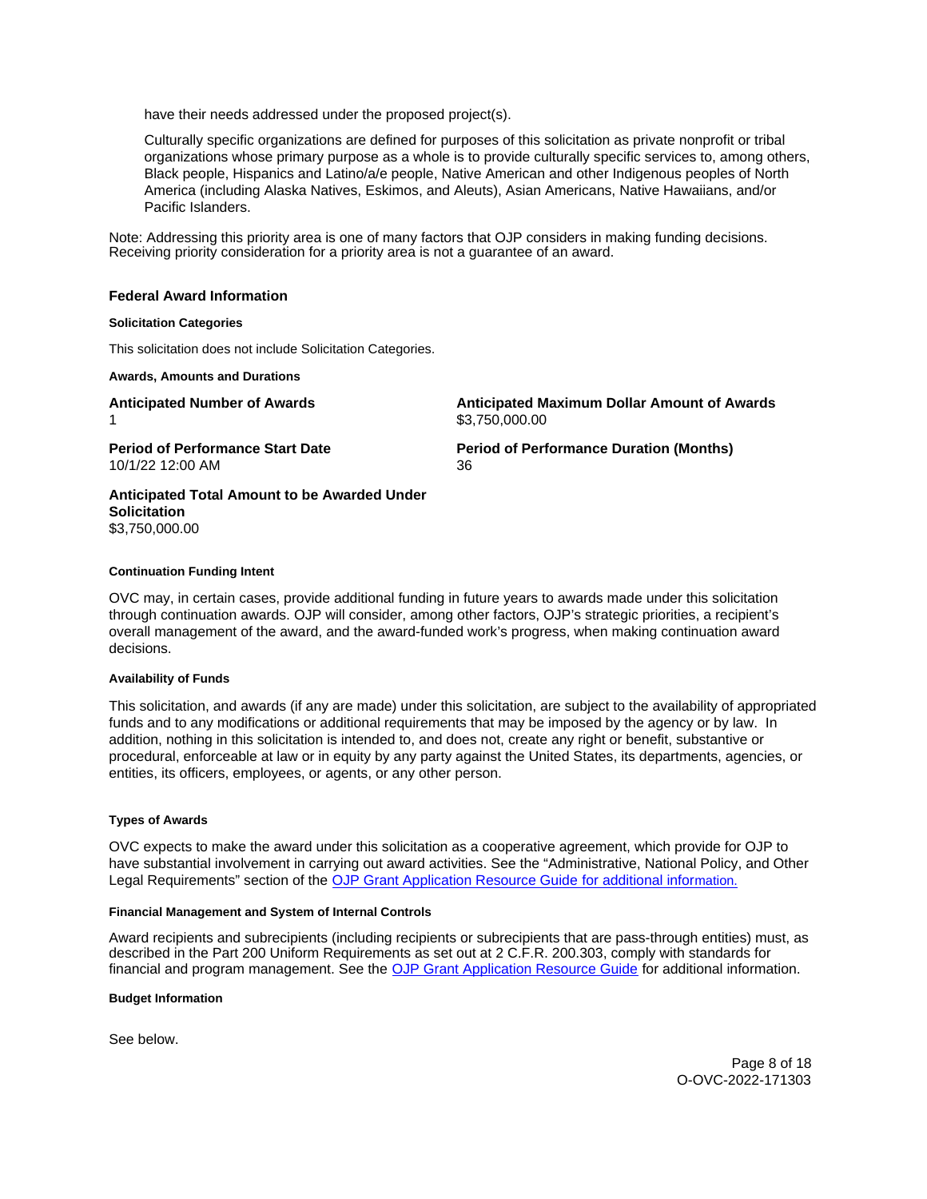have their needs addressed under the proposed project(s).

Culturally specific organizations are defined for purposes of this solicitation as private nonprofit or tribal organizations whose primary purpose as a whole is to provide culturally specific services to, among others, Black people, Hispanics and Latino/a/e people, Native American and other Indigenous peoples of North America (including Alaska Natives, Eskimos, and Aleuts), Asian Americans, Native Hawaiians, and/or Pacific Islanders.

Note: Addressing this priority area is one of many factors that OJP considers in making funding decisions. Receiving priority consideration for a priority area is not a guarantee of an award.

## Federal Award Information

#### Solicitation Categories

This solicitation does not include Solicitation Categories.

#### Awards, Amounts and Durations

**Anticipated Number of Awards**
1

**Anticipated Maximum Dollar Amount of Awards**
$3,750,000.00

**Period of Performance Start Date**
10/1/22 12:00 AM

**Period of Performance Duration (Months)**
36

**Anticipated Total Amount to be Awarded Under Solicitation**
$3,750,000.00

#### Continuation Funding Intent

OVC may, in certain cases, provide additional funding in future years to awards made under this solicitation through continuation awards. OJP will consider, among other factors, OJP's strategic priorities, a recipient's overall management of the award, and the award-funded work's progress, when making continuation award decisions.

#### Availability of Funds

This solicitation, and awards (if any are made) under this solicitation, are subject to the availability of appropriated funds and to any modifications or additional requirements that may be imposed by the agency or by law. In addition, nothing in this solicitation is intended to, and does not, create any right or benefit, substantive or procedural, enforceable at law or in equity by any party against the United States, its departments, agencies, or entities, its officers, employees, or agents, or any other person.

#### Types of Awards

OVC expects to make the award under this solicitation as a cooperative agreement, which provide for OJP to have substantial involvement in carrying out award activities. See the "Administrative, National Policy, and Other Legal Requirements" section of the OJP Grant Application Resource Guide for additional information.

#### Financial Management and System of Internal Controls

Award recipients and subrecipients (including recipients or subrecipients that are pass-through entities) must, as described in the Part 200 Uniform Requirements as set out at 2 C.F.R. 200.303, comply with standards for financial and program management. See the OJP Grant Application Resource Guide for additional information.

#### Budget Information

See below.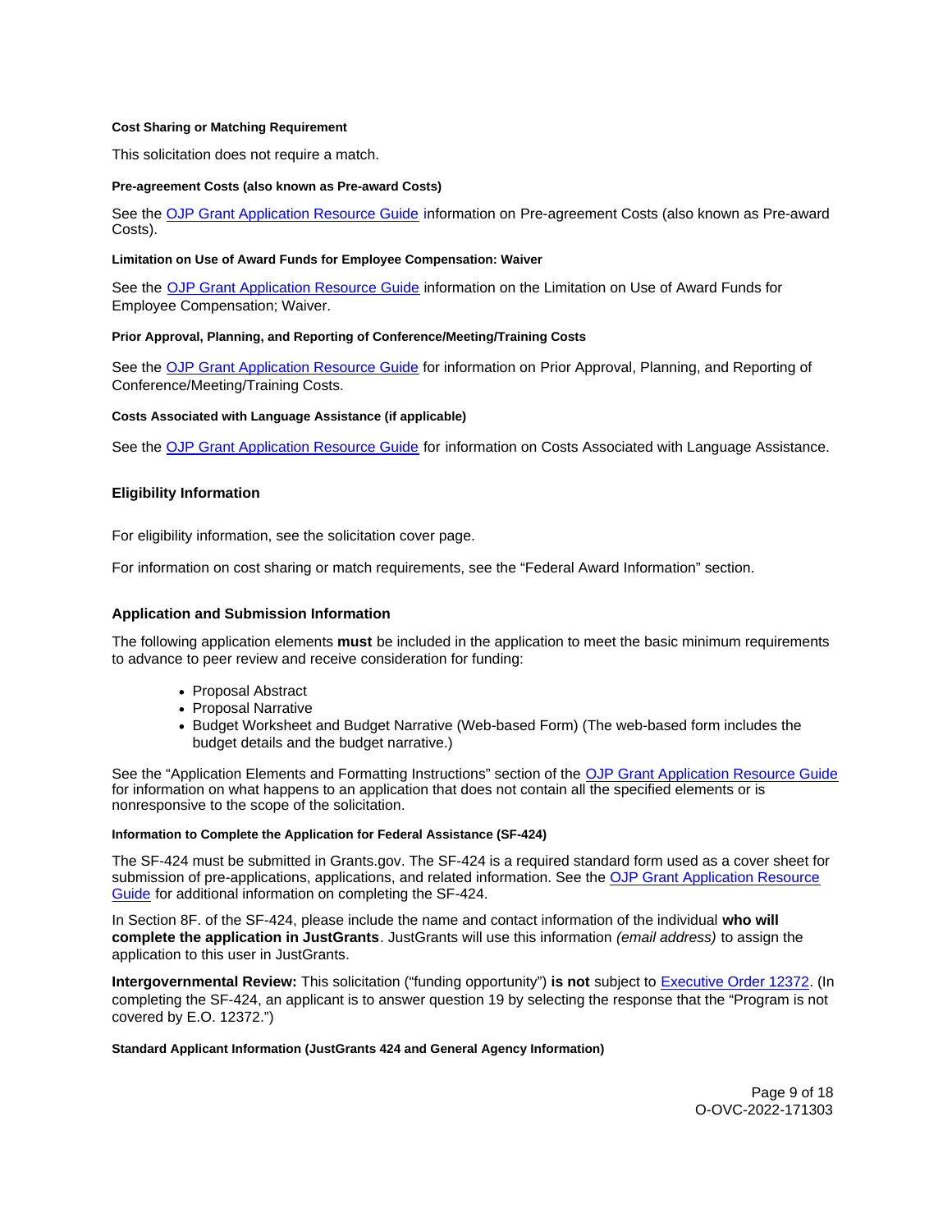#### Cost Sharing or Matching Requirement

This solicitation does not require a match.

#### Pre-agreement Costs (also known as Pre-award Costs)

See the [OJP Grant Application Resource Guide](#) information on Pre-agreement Costs (also known as Pre-award Costs).

#### Limitation on Use of Award Funds for Employee Compensation: Waiver

See the [OJP Grant Application Resource Guide](#) information on the Limitation on Use of Award Funds for Employee Compensation; Waiver.

#### Prior Approval, Planning, and Reporting of Conference/Meeting/Training Costs

See the [OJP Grant Application Resource Guide](#) for information on Prior Approval, Planning, and Reporting of Conference/Meeting/Training Costs.

#### Costs Associated with Language Assistance (if applicable)

See the [OJP Grant Application Resource Guide](#) for information on Costs Associated with Language Assistance.

### Eligibility Information

For eligibility information, see the solicitation cover page.

For information on cost sharing or match requirements, see the "Federal Award Information" section.

### Application and Submission Information

The following application elements **must** be included in the application to meet the basic minimum requirements to advance to peer review and receive consideration for funding:

- Proposal Abstract
- Proposal Narrative
- Budget Worksheet and Budget Narrative (Web-based Form) (The web-based form includes the budget details and the budget narrative.)

See the "Application Elements and Formatting Instructions" section of the [OJP Grant Application Resource Guide](#) for information on what happens to an application that does not contain all the specified elements or is nonresponsive to the scope of the solicitation.

#### Information to Complete the Application for Federal Assistance (SF-424)

The SF-424 must be submitted in Grants.gov. The SF-424 is a required standard form used as a cover sheet for submission of pre-applications, applications, and related information. See the [OJP Grant Application Resource Guide](#) for additional information on completing the SF-424.

In Section 8F. of the SF-424, please include the name and contact information of the individual **who will complete the application in JustGrants**. JustGrants will use this information *(email address)* to assign the application to this user in JustGrants.

**Intergovernmental Review:** This solicitation ("funding opportunity") **is not** subject to [Executive Order 12372](#). (In completing the SF-424, an applicant is to answer question 19 by selecting the response that the "Program is not covered by E.O. 12372.")

#### Standard Applicant Information (JustGrants 424 and General Agency Information)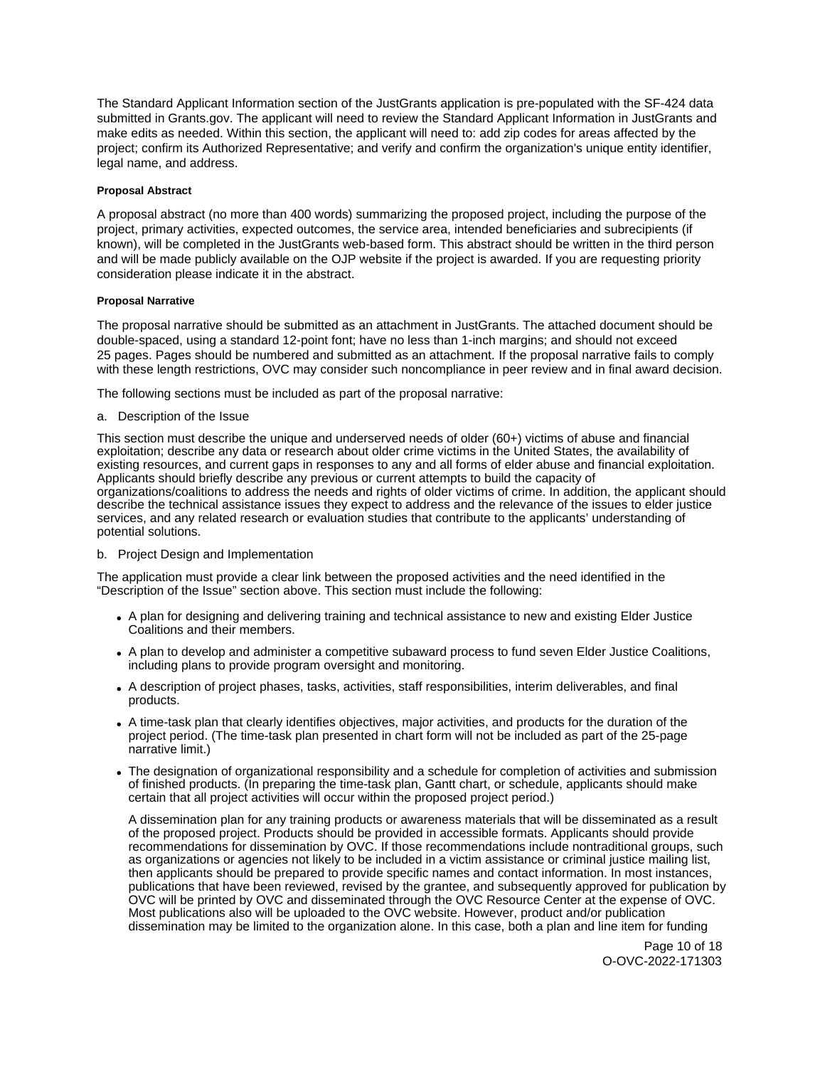The Standard Applicant Information section of the JustGrants application is pre-populated with the SF-424 data submitted in Grants.gov. The applicant will need to review the Standard Applicant Information in JustGrants and make edits as needed. Within this section, the applicant will need to: add zip codes for areas affected by the project; confirm its Authorized Representative; and verify and confirm the organization's unique entity identifier, legal name, and address.

#### Proposal Abstract

A proposal abstract (no more than 400 words) summarizing the proposed project, including the purpose of the project, primary activities, expected outcomes, the service area, intended beneficiaries and subrecipients (if known), will be completed in the JustGrants web-based form. This abstract should be written in the third person and will be made publicly available on the OJP website if the project is awarded. If you are requesting priority consideration please indicate it in the abstract.

#### Proposal Narrative

The proposal narrative should be submitted as an attachment in JustGrants. The attached document should be double-spaced, using a standard 12-point font; have no less than 1-inch margins; and should not exceed 25 pages. Pages should be numbered and submitted as an attachment. If the proposal narrative fails to comply with these length restrictions, OVC may consider such noncompliance in peer review and in final award decision.

The following sections must be included as part of the proposal narrative:

a. Description of the Issue

This section must describe the unique and underserved needs of older (60+) victims of abuse and financial exploitation; describe any data or research about older crime victims in the United States, the availability of existing resources, and current gaps in responses to any and all forms of elder abuse and financial exploitation. Applicants should briefly describe any previous or current attempts to build the capacity of organizations/coalitions to address the needs and rights of older victims of crime. In addition, the applicant should describe the technical assistance issues they expect to address and the relevance of the issues to elder justice services, and any related research or evaluation studies that contribute to the applicants' understanding of potential solutions.

b. Project Design and Implementation

The application must provide a clear link between the proposed activities and the need identified in the "Description of the Issue" section above. This section must include the following:

- A plan for designing and delivering training and technical assistance to new and existing Elder Justice Coalitions and their members.
- A plan to develop and administer a competitive subaward process to fund seven Elder Justice Coalitions, including plans to provide program oversight and monitoring.
- A description of project phases, tasks, activities, staff responsibilities, interim deliverables, and final products.
- A time-task plan that clearly identifies objectives, major activities, and products for the duration of the project period. (The time-task plan presented in chart form will not be included as part of the 25-page narrative limit.)
- The designation of organizational responsibility and a schedule for completion of activities and submission of finished products. (In preparing the time-task plan, Gantt chart, or schedule, applicants should make certain that all project activities will occur within the proposed project period.)

  A dissemination plan for any training products or awareness materials that will be disseminated as a result of the proposed project. Products should be provided in accessible formats. Applicants should provide recommendations for dissemination by OVC. If those recommendations include nontraditional groups, such as organizations or agencies not likely to be included in a victim assistance or criminal justice mailing list, then applicants should be prepared to provide specific names and contact information. In most instances, publications that have been reviewed, revised by the grantee, and subsequently approved for publication by OVC will be printed by OVC and disseminated through the OVC Resource Center at the expense of OVC. Most publications also will be uploaded to the OVC website. However, product and/or publication dissemination may be limited to the organization alone. In this case, both a plan and line item for funding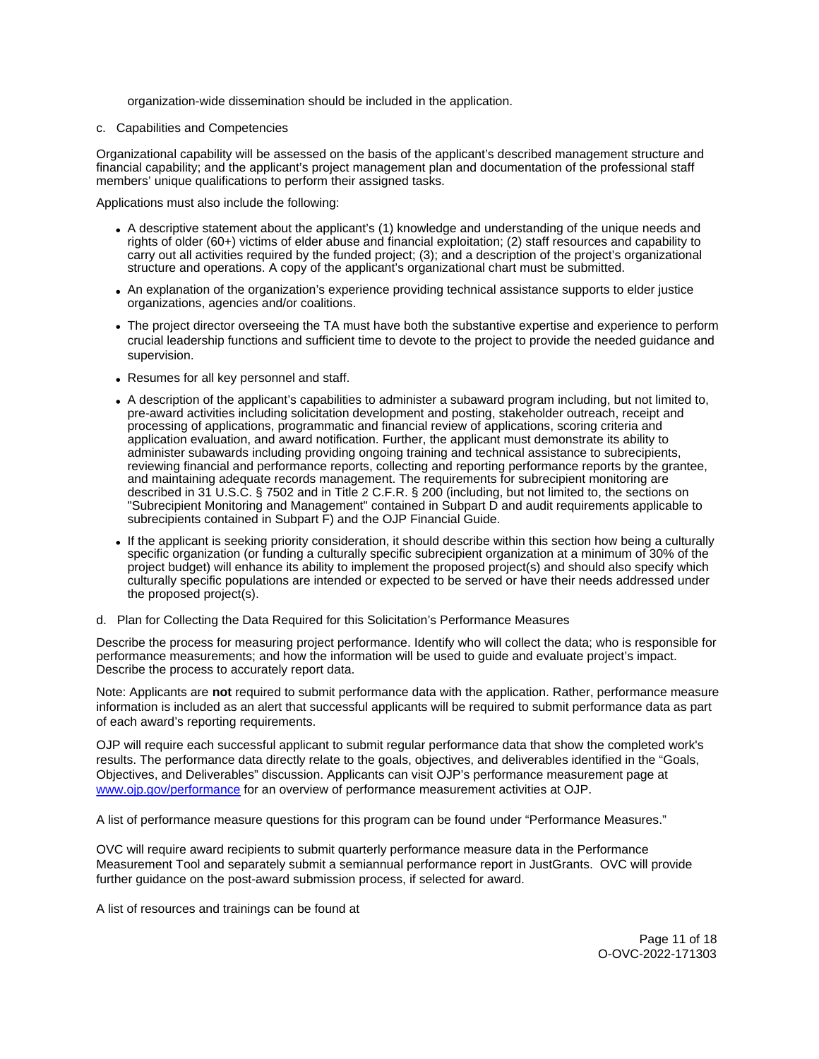organization-wide dissemination should be included in the application.

c. Capabilities and Competencies

Organizational capability will be assessed on the basis of the applicant's described management structure and financial capability; and the applicant's project management plan and documentation of the professional staff members' unique qualifications to perform their assigned tasks.

Applications must also include the following:

- A descriptive statement about the applicant's (1) knowledge and understanding of the unique needs and rights of older (60+) victims of elder abuse and financial exploitation; (2) staff resources and capability to carry out all activities required by the funded project; (3); and a description of the project's organizational structure and operations. A copy of the applicant's organizational chart must be submitted.
- An explanation of the organization's experience providing technical assistance supports to elder justice organizations, agencies and/or coalitions.
- The project director overseeing the TA must have both the substantive expertise and experience to perform crucial leadership functions and sufficient time to devote to the project to provide the needed guidance and supervision.
- Resumes for all key personnel and staff.
- A description of the applicant's capabilities to administer a subaward program including, but not limited to, pre-award activities including solicitation development and posting, stakeholder outreach, receipt and processing of applications, programmatic and financial review of applications, scoring criteria and application evaluation, and award notification. Further, the applicant must demonstrate its ability to administer subawards including providing ongoing training and technical assistance to subrecipients, reviewing financial and performance reports, collecting and reporting performance reports by the grantee, and maintaining adequate records management. The requirements for subrecipient monitoring are described in 31 U.S.C. § 7502 and in Title 2 C.F.R. § 200 (including, but not limited to, the sections on "Subrecipient Monitoring and Management" contained in Subpart D and audit requirements applicable to subrecipients contained in Subpart F) and the OJP Financial Guide.
- If the applicant is seeking priority consideration, it should describe within this section how being a culturally specific organization (or funding a culturally specific subrecipient organization at a minimum of 30% of the project budget) will enhance its ability to implement the proposed project(s) and should also specify which culturally specific populations are intended or expected to be served or have their needs addressed under the proposed project(s).

d. Plan for Collecting the Data Required for this Solicitation's Performance Measures

Describe the process for measuring project performance. Identify who will collect the data; who is responsible for performance measurements; and how the information will be used to guide and evaluate project's impact. Describe the process to accurately report data.

Note: Applicants are **not** required to submit performance data with the application. Rather, performance measure information is included as an alert that successful applicants will be required to submit performance data as part of each award's reporting requirements.

OJP will require each successful applicant to submit regular performance data that show the completed work's results. The performance data directly relate to the goals, objectives, and deliverables identified in the "Goals, Objectives, and Deliverables" discussion. Applicants can visit OJP's performance measurement page at [www.ojp.gov/performance](www.ojp.gov/performance) for an overview of performance measurement activities at OJP.

A list of performance measure questions for this program can be found under "Performance Measures."

OVC will require award recipients to submit quarterly performance measure data in the Performance Measurement Tool and separately submit a semiannual performance report in JustGrants. OVC will provide further guidance on the post-award submission process, if selected for award.

A list of resources and trainings can be found at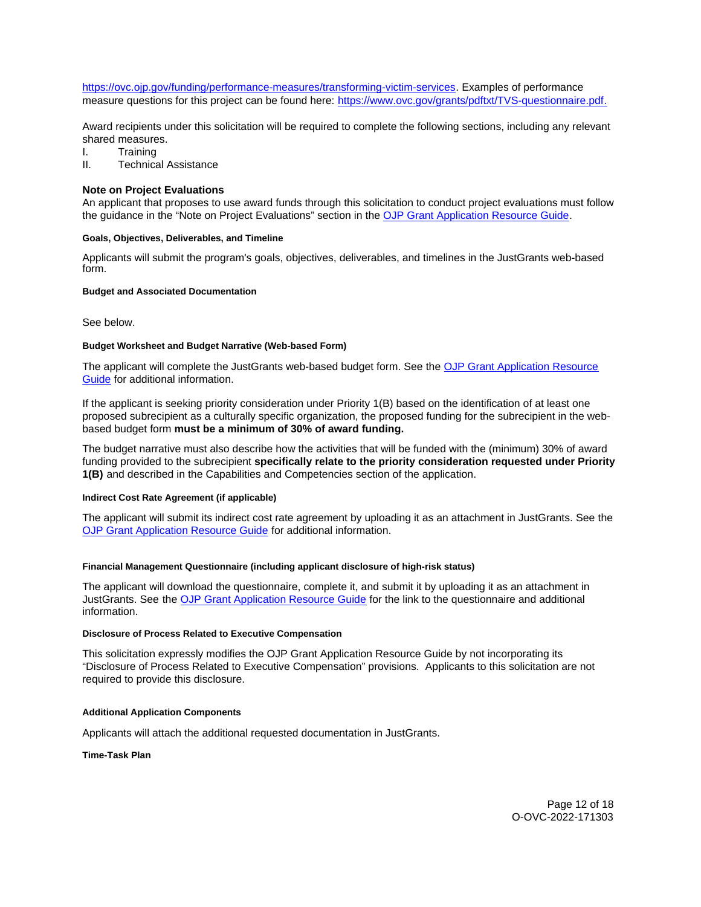https://ovc.ojp.gov/funding/performance-measures/transforming-victim-services. Examples of performance measure questions for this project can be found here: https://www.ovc.gov/grants/pdftxt/TVS-questionnaire.pdf.

Award recipients under this solicitation will be required to complete the following sections, including any relevant shared measures.

I. Training
II. Technical Assistance

### Note on Project Evaluations

An applicant that proposes to use award funds through this solicitation to conduct project evaluations must follow the guidance in the "Note on Project Evaluations" section in the OJP Grant Application Resource Guide.

#### Goals, Objectives, Deliverables, and Timeline

Applicants will submit the program's goals, objectives, deliverables, and timelines in the JustGrants web-based form.

#### Budget and Associated Documentation

See below.

#### Budget Worksheet and Budget Narrative (Web-based Form)

The applicant will complete the JustGrants web-based budget form. See the OJP Grant Application Resource Guide for additional information.

If the applicant is seeking priority consideration under Priority 1(B) based on the identification of at least one proposed subrecipient as a culturally specific organization, the proposed funding for the subrecipient in the web-based budget form **must be a minimum of 30% of award funding.**

The budget narrative must also describe how the activities that will be funded with the (minimum) 30% of award funding provided to the subrecipient **specifically relate to the priority consideration requested under Priority 1(B)** and described in the Capabilities and Competencies section of the application.

#### Indirect Cost Rate Agreement (if applicable)

The applicant will submit its indirect cost rate agreement by uploading it as an attachment in JustGrants. See the OJP Grant Application Resource Guide for additional information.

#### Financial Management Questionnaire (including applicant disclosure of high-risk status)

The applicant will download the questionnaire, complete it, and submit it by uploading it as an attachment in JustGrants. See the OJP Grant Application Resource Guide for the link to the questionnaire and additional information.

#### Disclosure of Process Related to Executive Compensation

This solicitation expressly modifies the OJP Grant Application Resource Guide by not incorporating its "Disclosure of Process Related to Executive Compensation" provisions. Applicants to this solicitation are not required to provide this disclosure.

#### Additional Application Components

Applicants will attach the additional requested documentation in JustGrants.

#### Time-Task Plan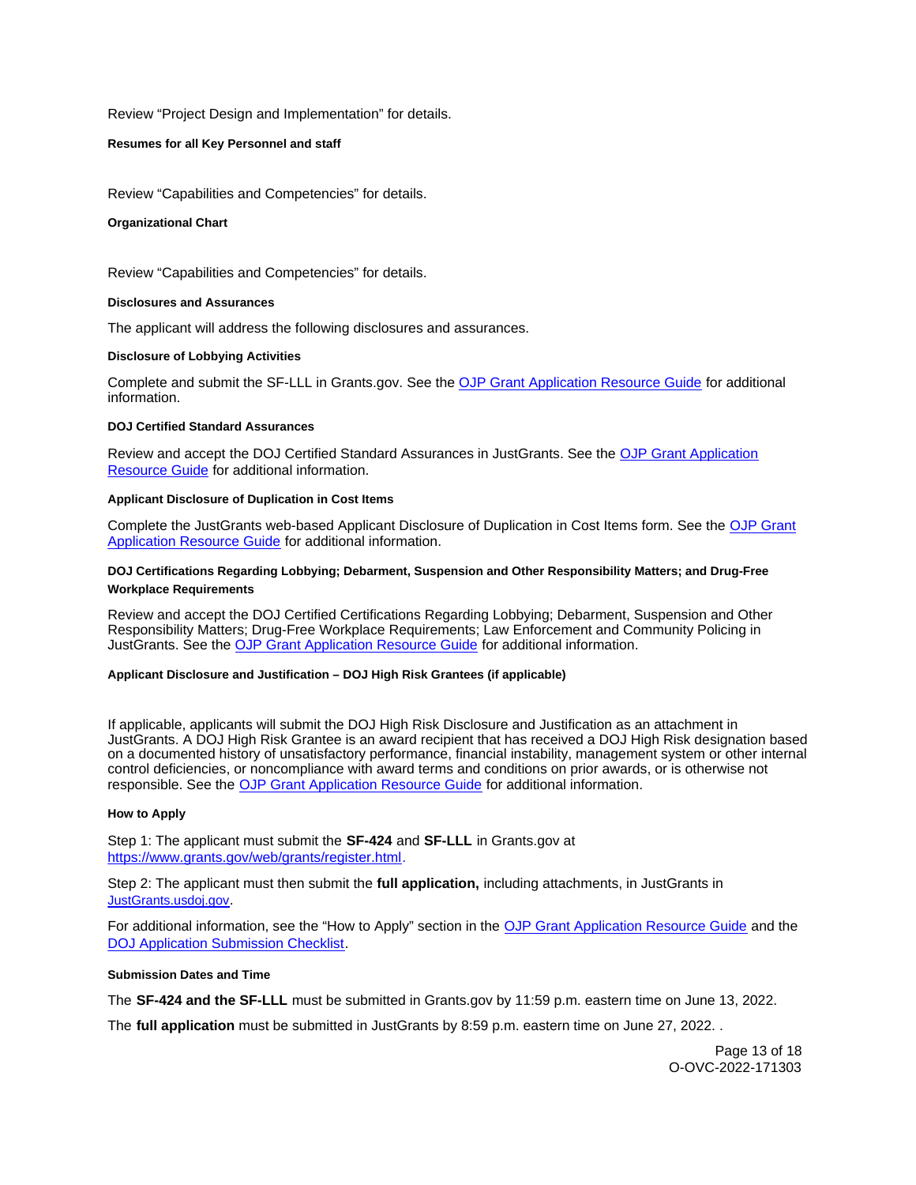Review “Project Design and Implementation” for details.

**Resumes for all Key Personnel and staff**

Review “Capabilities and Competencies” for details.

**Organizational Chart**

Review “Capabilities and Competencies” for details.

**Disclosures and Assurances**

The applicant will address the following disclosures and assurances.

**Disclosure of Lobbying Activities**

Complete and submit the SF-LLL in Grants.gov. See the OJP Grant Application Resource Guide for additional information.

**DOJ Certified Standard Assurances**

Review and accept the DOJ Certified Standard Assurances in JustGrants. See the OJP Grant Application Resource Guide for additional information.

**Applicant Disclosure of Duplication in Cost Items**

Complete the JustGrants web-based Applicant Disclosure of Duplication in Cost Items form. See the OJP Grant Application Resource Guide for additional information.

**DOJ Certifications Regarding Lobbying; Debarment, Suspension and Other Responsibility Matters; and Drug-Free Workplace Requirements**

Review and accept the DOJ Certified Certifications Regarding Lobbying; Debarment, Suspension and Other Responsibility Matters; Drug-Free Workplace Requirements; Law Enforcement and Community Policing in JustGrants. See the OJP Grant Application Resource Guide for additional information.

**Applicant Disclosure and Justification – DOJ High Risk Grantees (if applicable)**

If applicable, applicants will submit the DOJ High Risk Disclosure and Justification as an attachment in JustGrants. A DOJ High Risk Grantee is an award recipient that has received a DOJ High Risk designation based on a documented history of unsatisfactory performance, financial instability, management system or other internal control deficiencies, or noncompliance with award terms and conditions on prior awards, or is otherwise not responsible. See the OJP Grant Application Resource Guide for additional information.

**How to Apply**

Step 1: The applicant must submit the **SF-424** and **SF-LLL** in Grants.gov at https://www.grants.gov/web/grants/register.html.

Step 2: The applicant must then submit the **full application,** including attachments, in JustGrants in JustGrants.usdoj.gov.

For additional information, see the “How to Apply” section in the OJP Grant Application Resource Guide and the DOJ Application Submission Checklist.

**Submission Dates and Time**

The **SF-424 and the SF-LLL** must be submitted in Grants.gov by 11:59 p.m. eastern time on June 13, 2022.

The **full application** must be submitted in JustGrants by 8:59 p.m. eastern time on June 27, 2022. .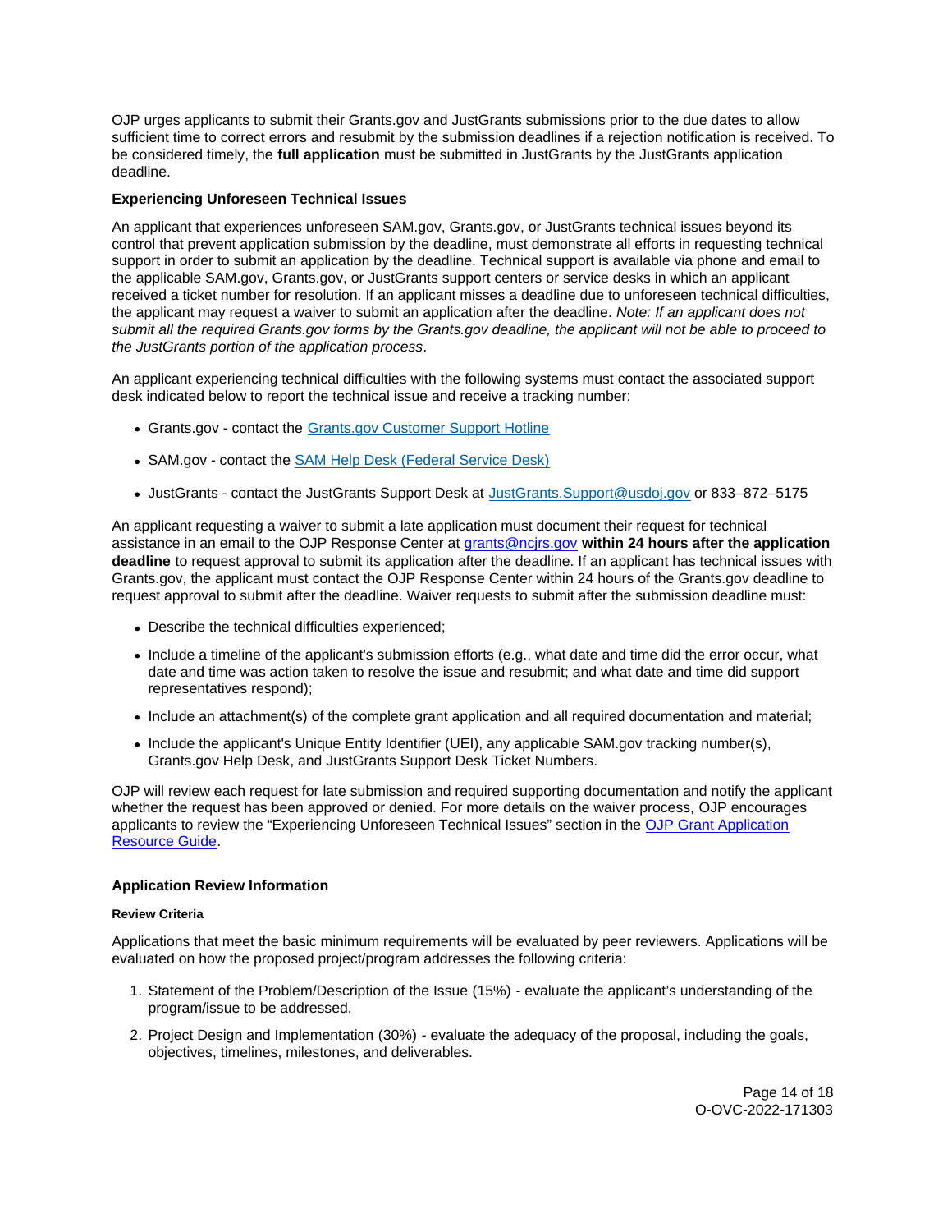OJP urges applicants to submit their Grants.gov and JustGrants submissions prior to the due dates to allow sufficient time to correct errors and resubmit by the submission deadlines if a rejection notification is received. To be considered timely, the **full application** must be submitted in JustGrants by the JustGrants application deadline.

**Experiencing Unforeseen Technical Issues**

An applicant that experiences unforeseen SAM.gov, Grants.gov, or JustGrants technical issues beyond its control that prevent application submission by the deadline, must demonstrate all efforts in requesting technical support in order to submit an application by the deadline. Technical support is available via phone and email to the applicable SAM.gov, Grants.gov, or JustGrants support centers or service desks in which an applicant received a ticket number for resolution. If an applicant misses a deadline due to unforeseen technical difficulties, the applicant may request a waiver to submit an application after the deadline. *Note: If an applicant does not submit all the required Grants.gov forms by the Grants.gov deadline, the applicant will not be able to proceed to the JustGrants portion of the application process*.

An applicant experiencing technical difficulties with the following systems must contact the associated support desk indicated below to report the technical issue and receive a tracking number:

- Grants.gov - contact the Grants.gov Customer Support Hotline
- SAM.gov - contact the SAM Help Desk (Federal Service Desk)
- JustGrants - contact the JustGrants Support Desk at JustGrants.Support@usdoj.gov or 833–872–5175

An applicant requesting a waiver to submit a late application must document their request for technical assistance in an email to the OJP Response Center at grants@ncjrs.gov **within 24 hours after the application deadline** to request approval to submit its application after the deadline. If an applicant has technical issues with Grants.gov, the applicant must contact the OJP Response Center within 24 hours of the Grants.gov deadline to request approval to submit after the deadline. Waiver requests to submit after the submission deadline must:

- Describe the technical difficulties experienced;
- Include a timeline of the applicant's submission efforts (e.g., what date and time did the error occur, what date and time was action taken to resolve the issue and resubmit; and what date and time did support representatives respond);
- Include an attachment(s) of the complete grant application and all required documentation and material;
- Include the applicant's Unique Entity Identifier (UEI), any applicable SAM.gov tracking number(s), Grants.gov Help Desk, and JustGrants Support Desk Ticket Numbers.

OJP will review each request for late submission and required supporting documentation and notify the applicant whether the request has been approved or denied. For more details on the waiver process, OJP encourages applicants to review the "Experiencing Unforeseen Technical Issues" section in the OJP Grant Application Resource Guide.

### Application Review Information

#### Review Criteria

Applications that meet the basic minimum requirements will be evaluated by peer reviewers. Applications will be evaluated on how the proposed project/program addresses the following criteria:

1. Statement of the Problem/Description of the Issue (15%) - evaluate the applicant's understanding of the program/issue to be addressed.
2. Project Design and Implementation (30%) - evaluate the adequacy of the proposal, including the goals, objectives, timelines, milestones, and deliverables.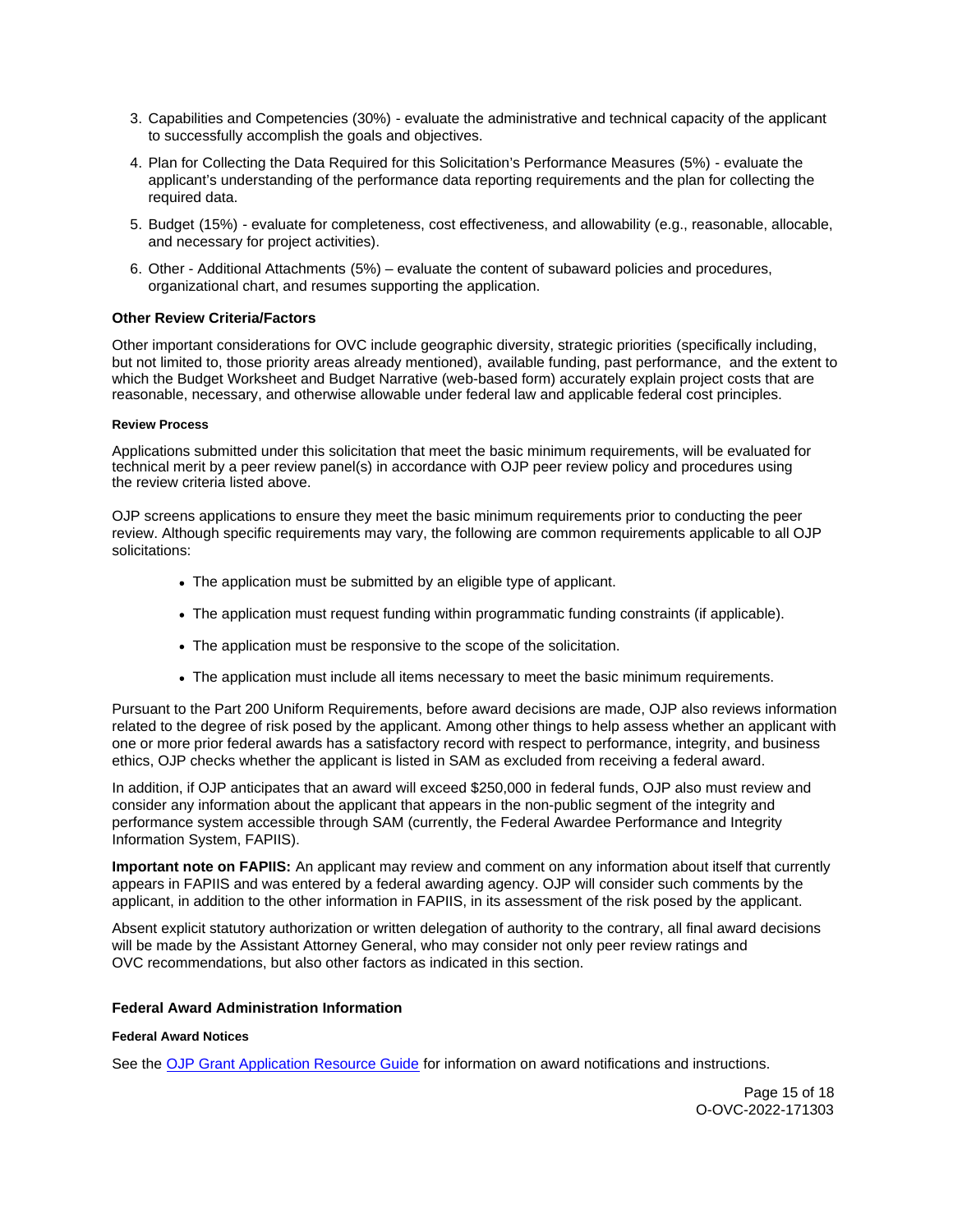3. Capabilities and Competencies (30%) - evaluate the administrative and technical capacity of the applicant to successfully accomplish the goals and objectives.
4. Plan for Collecting the Data Required for this Solicitation's Performance Measures (5%) - evaluate the applicant's understanding of the performance data reporting requirements and the plan for collecting the required data.
5. Budget (15%) - evaluate for completeness, cost effectiveness, and allowability (e.g., reasonable, allocable, and necessary for project activities).
6. Other - Additional Attachments (5%) – evaluate the content of subaward policies and procedures, organizational chart, and resumes supporting the application.

### Other Review Criteria/Factors

Other important considerations for OVC include geographic diversity, strategic priorities (specifically including, but not limited to, those priority areas already mentioned), available funding, past performance, and the extent to which the Budget Worksheet and Budget Narrative (web-based form) accurately explain project costs that are reasonable, necessary, and otherwise allowable under federal law and applicable federal cost principles.

#### Review Process

Applications submitted under this solicitation that meet the basic minimum requirements, will be evaluated for technical merit by a peer review panel(s) in accordance with OJP peer review policy and procedures using the review criteria listed above.

OJP screens applications to ensure they meet the basic minimum requirements prior to conducting the peer review. Although specific requirements may vary, the following are common requirements applicable to all OJP solicitations:

- The application must be submitted by an eligible type of applicant.
- The application must request funding within programmatic funding constraints (if applicable).
- The application must be responsive to the scope of the solicitation.
- The application must include all items necessary to meet the basic minimum requirements.

Pursuant to the Part 200 Uniform Requirements, before award decisions are made, OJP also reviews information related to the degree of risk posed by the applicant. Among other things to help assess whether an applicant with one or more prior federal awards has a satisfactory record with respect to performance, integrity, and business ethics, OJP checks whether the applicant is listed in SAM as excluded from receiving a federal award.

In addition, if OJP anticipates that an award will exceed $250,000 in federal funds, OJP also must review and consider any information about the applicant that appears in the non-public segment of the integrity and performance system accessible through SAM (currently, the Federal Awardee Performance and Integrity Information System, FAPIIS).

**Important note on FAPIIS:** An applicant may review and comment on any information about itself that currently appears in FAPIIS and was entered by a federal awarding agency. OJP will consider such comments by the applicant, in addition to the other information in FAPIIS, in its assessment of the risk posed by the applicant.

Absent explicit statutory authorization or written delegation of authority to the contrary, all final award decisions will be made by the Assistant Attorney General, who may consider not only peer review ratings and OVC recommendations, but also other factors as indicated in this section.

### Federal Award Administration Information

#### Federal Award Notices

See the [OJP Grant Application Resource Guide] for information on award notifications and instructions.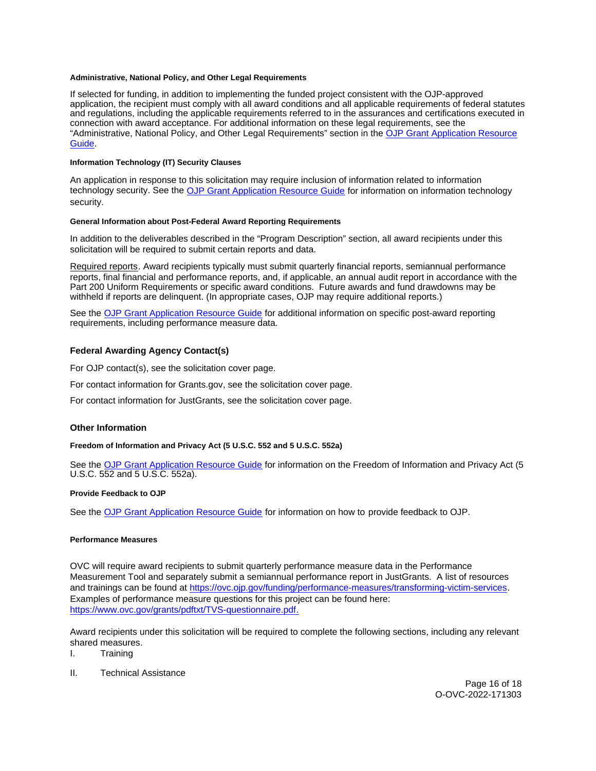#### Administrative, National Policy, and Other Legal Requirements

If selected for funding, in addition to implementing the funded project consistent with the OJP-approved application, the recipient must comply with all award conditions and all applicable requirements of federal statutes and regulations, including the applicable requirements referred to in the assurances and certifications executed in connection with award acceptance. For additional information on these legal requirements, see the "Administrative, National Policy, and Other Legal Requirements" section in the [OJP Grant Application Resource Guide](#).

#### Information Technology (IT) Security Clauses

An application in response to this solicitation may require inclusion of information related to information technology security. See the [OJP Grant Application Resource Guide](#) for information on information technology security.

#### General Information about Post-Federal Award Reporting Requirements

In addition to the deliverables described in the "Program Description" section, all award recipients under this solicitation will be required to submit certain reports and data.

Required reports. Award recipients typically must submit quarterly financial reports, semiannual performance reports, final financial and performance reports, and, if applicable, an annual audit report in accordance with the Part 200 Uniform Requirements or specific award conditions. Future awards and fund drawdowns may be withheld if reports are delinquent. (In appropriate cases, OJP may require additional reports.)

See the [OJP Grant Application Resource Guide](#) for additional information on specific post-award reporting requirements, including performance measure data.

### Federal Awarding Agency Contact(s)

For OJP contact(s), see the solicitation cover page.

For contact information for Grants.gov, see the solicitation cover page.

For contact information for JustGrants, see the solicitation cover page.

### Other Information

#### Freedom of Information and Privacy Act (5 U.S.C. 552 and 5 U.S.C. 552a)

See the [OJP Grant Application Resource Guide](#) for information on the Freedom of Information and Privacy Act (5 U.S.C. 552 and 5 U.S.C. 552a).

#### Provide Feedback to OJP

See the [OJP Grant Application Resource Guide](#) for information on how to provide feedback to OJP.

#### Performance Measures

OVC will require award recipients to submit quarterly performance measure data in the Performance Measurement Tool and separately submit a semiannual performance report in JustGrants. A list of resources and trainings can be found at https://ovc.ojp.gov/funding/performance-measures/transforming-victim-services. Examples of performance measure questions for this project can be found here: https://www.ovc.gov/grants/pdftxt/TVS-questionnaire.pdf.

Award recipients under this solicitation will be required to complete the following sections, including any relevant shared measures.

I. Training

II. Technical Assistance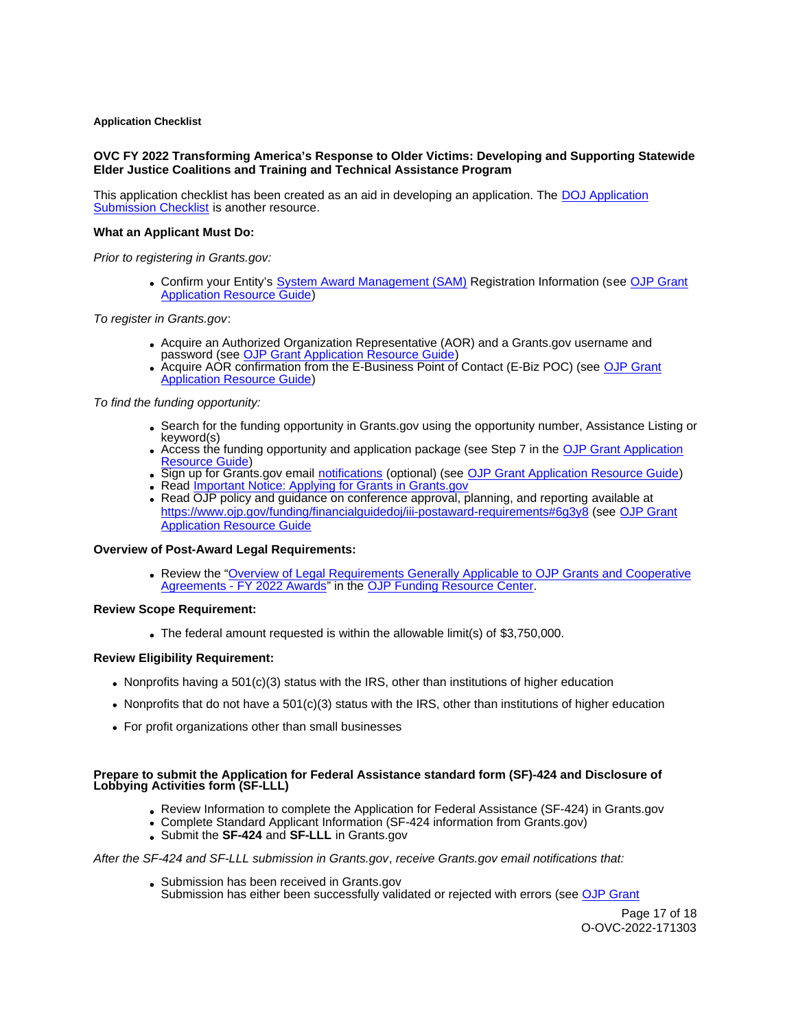**Application Checklist**

**OVC FY 2022 Transforming America's Response to Older Victims: Developing and Supporting Statewide Elder Justice Coalitions and Training and Technical Assistance Program**

This application checklist has been created as an aid in developing an application. The DOJ Application Submission Checklist is another resource.

**What an Applicant Must Do:**

*Prior to registering in Grants.gov:*

- Confirm your Entity's System Award Management (SAM) Registration Information (see OJP Grant Application Resource Guide)

*To register in Grants.gov*:

- Acquire an Authorized Organization Representative (AOR) and a Grants.gov username and password (see OJP Grant Application Resource Guide)
- Acquire AOR confirmation from the E-Business Point of Contact (E-Biz POC) (see OJP Grant Application Resource Guide)

*To find the funding opportunity:*

- Search for the funding opportunity in Grants.gov using the opportunity number, Assistance Listing or keyword(s)
- Access the funding opportunity and application package (see Step 7 in the OJP Grant Application Resource Guide)
- Sign up for Grants.gov email notifications (optional) (see OJP Grant Application Resource Guide)
- Read Important Notice: Applying for Grants in Grants.gov
- Read OJP policy and guidance on conference approval, planning, and reporting available at https://www.ojp.gov/funding/financialguidedoj/iii-postaward-requirements#6g3y8 (see OJP Grant Application Resource Guide

**Overview of Post-Award Legal Requirements:**

- Review the "Overview of Legal Requirements Generally Applicable to OJP Grants and Cooperative Agreements - FY 2022 Awards" in the OJP Funding Resource Center.

**Review Scope Requirement:**

- The federal amount requested is within the allowable limit(s) of $3,750,000.

**Review Eligibility Requirement:**

- Nonprofits having a 501(c)(3) status with the IRS, other than institutions of higher education
- Nonprofits that do not have a 501(c)(3) status with the IRS, other than institutions of higher education
- For profit organizations other than small businesses

**Prepare to submit the Application for Federal Assistance standard form (SF)-424 and Disclosure of Lobbying Activities form (SF-LLL)**

- Review Information to complete the Application for Federal Assistance (SF-424) in Grants.gov
- Complete Standard Applicant Information (SF-424 information from Grants.gov)
- Submit the **SF-424** and **SF-LLL** in Grants.gov

*After the SF-424 and SF-LLL submission in Grants.gov*, *receive Grants.gov email notifications that:*

- Submission has been received in Grants.gov
  Submission has either been successfully validated or rejected with errors (see OJP Grant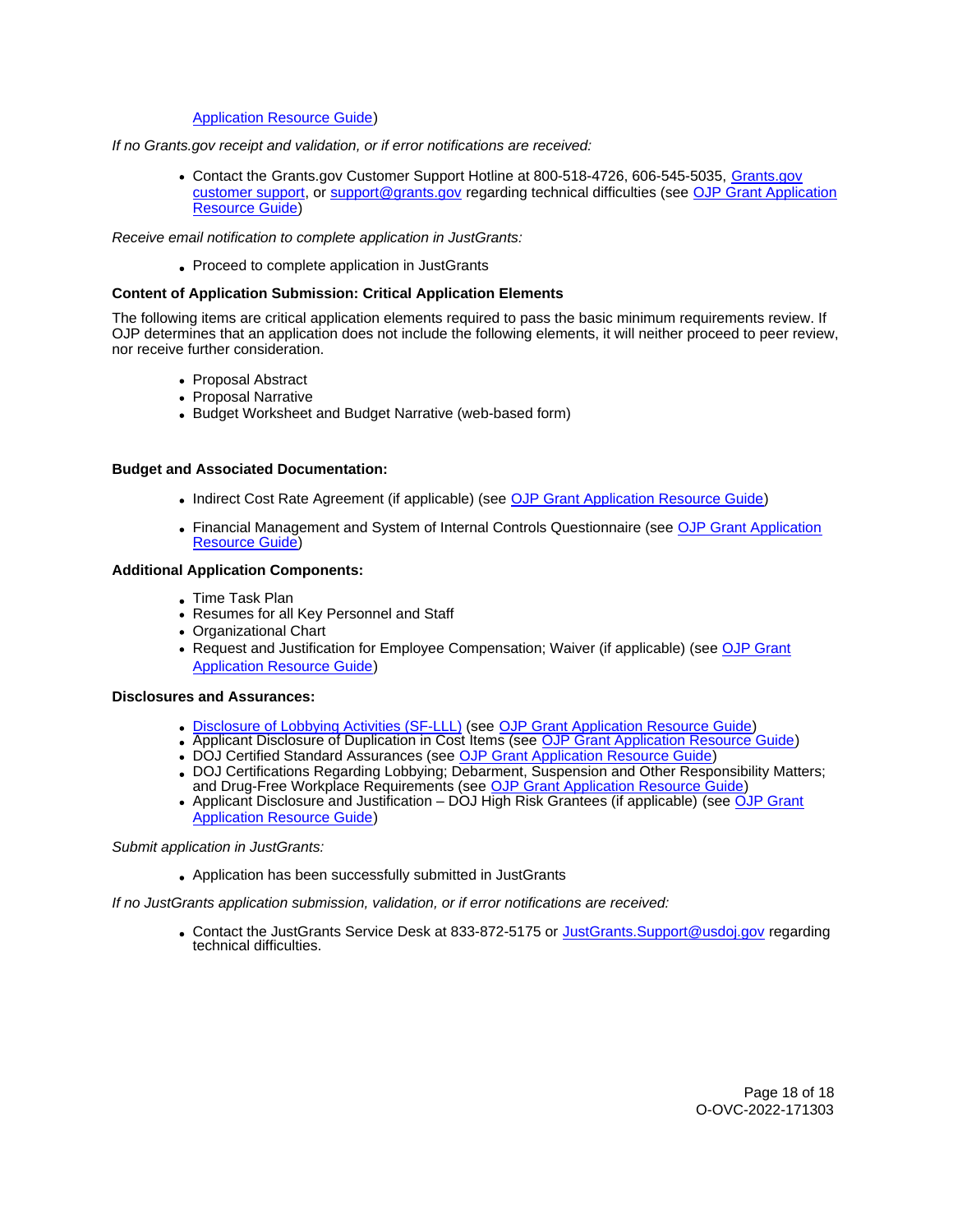Application Resource Guide)

*If no Grants.gov receipt and validation, or if error notifications are received:*

- Contact the Grants.gov Customer Support Hotline at 800-518-4726, 606-545-5035, Grants.gov customer support, or support@grants.gov regarding technical difficulties (see OJP Grant Application Resource Guide)

*Receive email notification to complete application in JustGrants:*

- Proceed to complete application in JustGrants

**Content of Application Submission: Critical Application Elements**

The following items are critical application elements required to pass the basic minimum requirements review. If OJP determines that an application does not include the following elements, it will neither proceed to peer review, nor receive further consideration.

- Proposal Abstract
- Proposal Narrative
- Budget Worksheet and Budget Narrative (web-based form)

**Budget and Associated Documentation:**

- Indirect Cost Rate Agreement (if applicable) (see OJP Grant Application Resource Guide)
- Financial Management and System of Internal Controls Questionnaire (see OJP Grant Application Resource Guide)

**Additional Application Components:**

- Time Task Plan
- Resumes for all Key Personnel and Staff
- Organizational Chart
- Request and Justification for Employee Compensation; Waiver (if applicable) (see OJP Grant Application Resource Guide)

**Disclosures and Assurances:**

- Disclosure of Lobbying Activities (SF-LLL) (see OJP Grant Application Resource Guide)
- Applicant Disclosure of Duplication in Cost Items (see OJP Grant Application Resource Guide)
- DOJ Certified Standard Assurances (see OJP Grant Application Resource Guide)
- DOJ Certifications Regarding Lobbying; Debarment, Suspension and Other Responsibility Matters; and Drug-Free Workplace Requirements (see OJP Grant Application Resource Guide)
- Applicant Disclosure and Justification – DOJ High Risk Grantees (if applicable) (see OJP Grant Application Resource Guide)

*Submit application in JustGrants:*

- Application has been successfully submitted in JustGrants

*If no JustGrants application submission, validation, or if error notifications are received:*

- Contact the JustGrants Service Desk at 833-872-5175 or JustGrants.Support@usdoj.gov regarding technical difficulties.